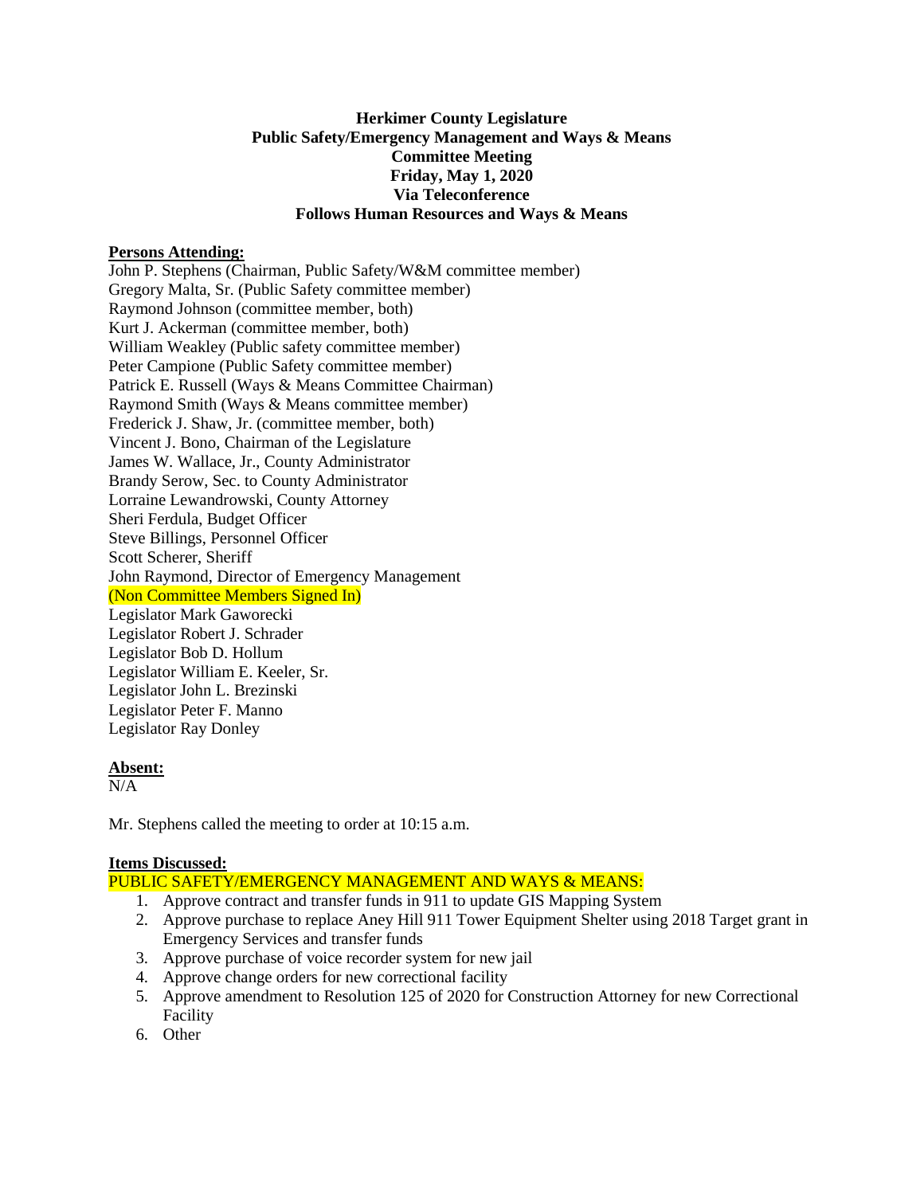**Herkimer County Legislature**
**Public Safety/Emergency Management and Ways & Means**
**Committee Meeting**
**Friday, May 1, 2020**
**Via Teleconference**
**Follows Human Resources and Ways & Means**

**Persons Attending:**

John P. Stephens (Chairman, Public Safety/W&M committee member)
Gregory Malta, Sr. (Public Safety committee member)
Raymond Johnson (committee member, both)
Kurt J. Ackerman (committee member, both)
William Weakley (Public safety committee member)
Peter Campione (Public Safety committee member)
Patrick E. Russell (Ways & Means Committee Chairman)
Raymond Smith (Ways & Means committee member)
Frederick J. Shaw, Jr. (committee member, both)
Vincent J. Bono, Chairman of the Legislature
James W. Wallace, Jr., County Administrator
Brandy Serow, Sec. to County Administrator
Lorraine Lewandrowski, County Attorney
Sheri Ferdula, Budget Officer
Steve Billings, Personnel Officer
Scott Scherer, Sheriff
John Raymond, Director of Emergency Management
(Non Committee Members Signed In)
Legislator Mark Gaworecki
Legislator Robert J. Schrader
Legislator Bob D. Hollum
Legislator William E. Keeler, Sr.
Legislator John L. Brezinski
Legislator Peter F. Manno
Legislator Ray Donley

**Absent:**

N/A

Mr. Stephens called the meeting to order at 10:15 a.m.

**Items Discussed:**

PUBLIC SAFETY/EMERGENCY MANAGEMENT AND WAYS & MEANS:

1. Approve contract and transfer funds in 911 to update GIS Mapping System
2. Approve purchase to replace Aney Hill 911 Tower Equipment Shelter using 2018 Target grant in Emergency Services and transfer funds
3. Approve purchase of voice recorder system for new jail
4. Approve change orders for new correctional facility
5. Approve amendment to Resolution 125 of 2020 for Construction Attorney for new Correctional Facility
6. Other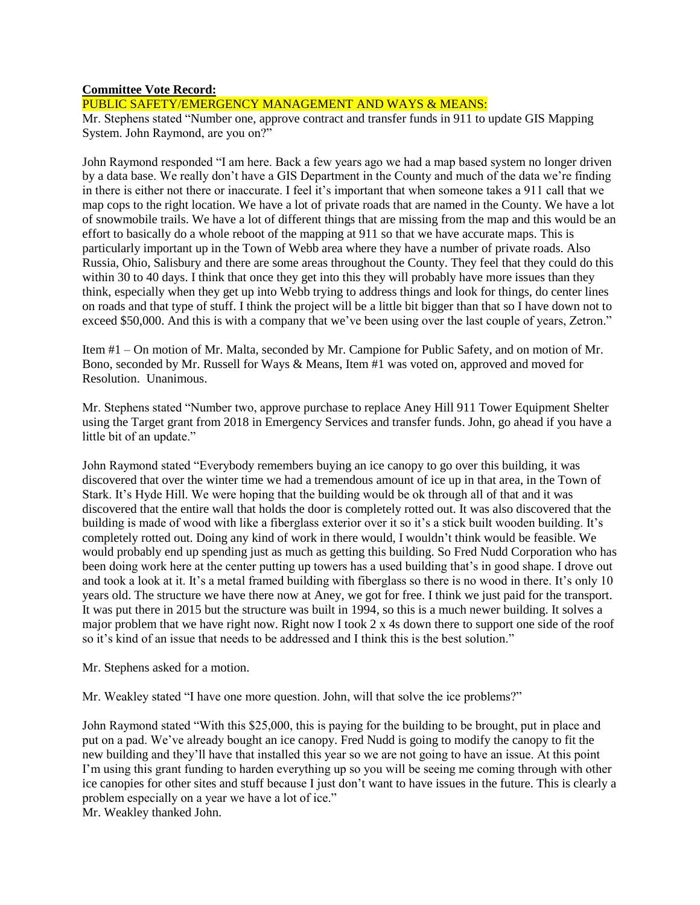**Committee Vote Record:**

PUBLIC SAFETY/EMERGENCY MANAGEMENT AND WAYS & MEANS:

Mr. Stephens stated "Number one, approve contract and transfer funds in 911 to update GIS Mapping System. John Raymond, are you on?"

John Raymond responded "I am here. Back a few years ago we had a map based system no longer driven by a data base. We really don't have a GIS Department in the County and much of the data we're finding in there is either not there or inaccurate. I feel it's important that when someone takes a 911 call that we map cops to the right location. We have a lot of private roads that are named in the County. We have a lot of snowmobile trails. We have a lot of different things that are missing from the map and this would be an effort to basically do a whole reboot of the mapping at 911 so that we have accurate maps. This is particularly important up in the Town of Webb area where they have a number of private roads. Also Russia, Ohio, Salisbury and there are some areas throughout the County. They feel that they could do this within 30 to 40 days. I think that once they get into this they will probably have more issues than they think, especially when they get up into Webb trying to address things and look for things, do center lines on roads and that type of stuff. I think the project will be a little bit bigger than that so I have down not to exceed $50,000. And this is with a company that we've been using over the last couple of years, Zetron."

Item #1 – On motion of Mr. Malta, seconded by Mr. Campione for Public Safety, and on motion of Mr. Bono, seconded by Mr. Russell for Ways & Means, Item #1 was voted on, approved and moved for Resolution. Unanimous.

Mr. Stephens stated "Number two, approve purchase to replace Aney Hill 911 Tower Equipment Shelter using the Target grant from 2018 in Emergency Services and transfer funds. John, go ahead if you have a little bit of an update."

John Raymond stated "Everybody remembers buying an ice canopy to go over this building, it was discovered that over the winter time we had a tremendous amount of ice up in that area, in the Town of Stark. It's Hyde Hill. We were hoping that the building would be ok through all of that and it was discovered that the entire wall that holds the door is completely rotted out. It was also discovered that the building is made of wood with like a fiberglass exterior over it so it's a stick built wooden building. It's completely rotted out. Doing any kind of work in there would, I wouldn't think would be feasible. We would probably end up spending just as much as getting this building. So Fred Nudd Corporation who has been doing work here at the center putting up towers has a used building that's in good shape. I drove out and took a look at it. It's a metal framed building with fiberglass so there is no wood in there. It's only 10 years old. The structure we have there now at Aney, we got for free. I think we just paid for the transport. It was put there in 2015 but the structure was built in 1994, so this is a much newer building. It solves a major problem that we have right now. Right now I took 2 x 4s down there to support one side of the roof so it's kind of an issue that needs to be addressed and I think this is the best solution."

Mr. Stephens asked for a motion.

Mr. Weakley stated "I have one more question. John, will that solve the ice problems?"

John Raymond stated "With this $25,000, this is paying for the building to be brought, put in place and put on a pad. We've already bought an ice canopy. Fred Nudd is going to modify the canopy to fit the new building and they'll have that installed this year so we are not going to have an issue. At this point I'm using this grant funding to harden everything up so you will be seeing me coming through with other ice canopies for other sites and stuff because I just don't want to have issues in the future. This is clearly a problem especially on a year we have a lot of ice."

Mr. Weakley thanked John.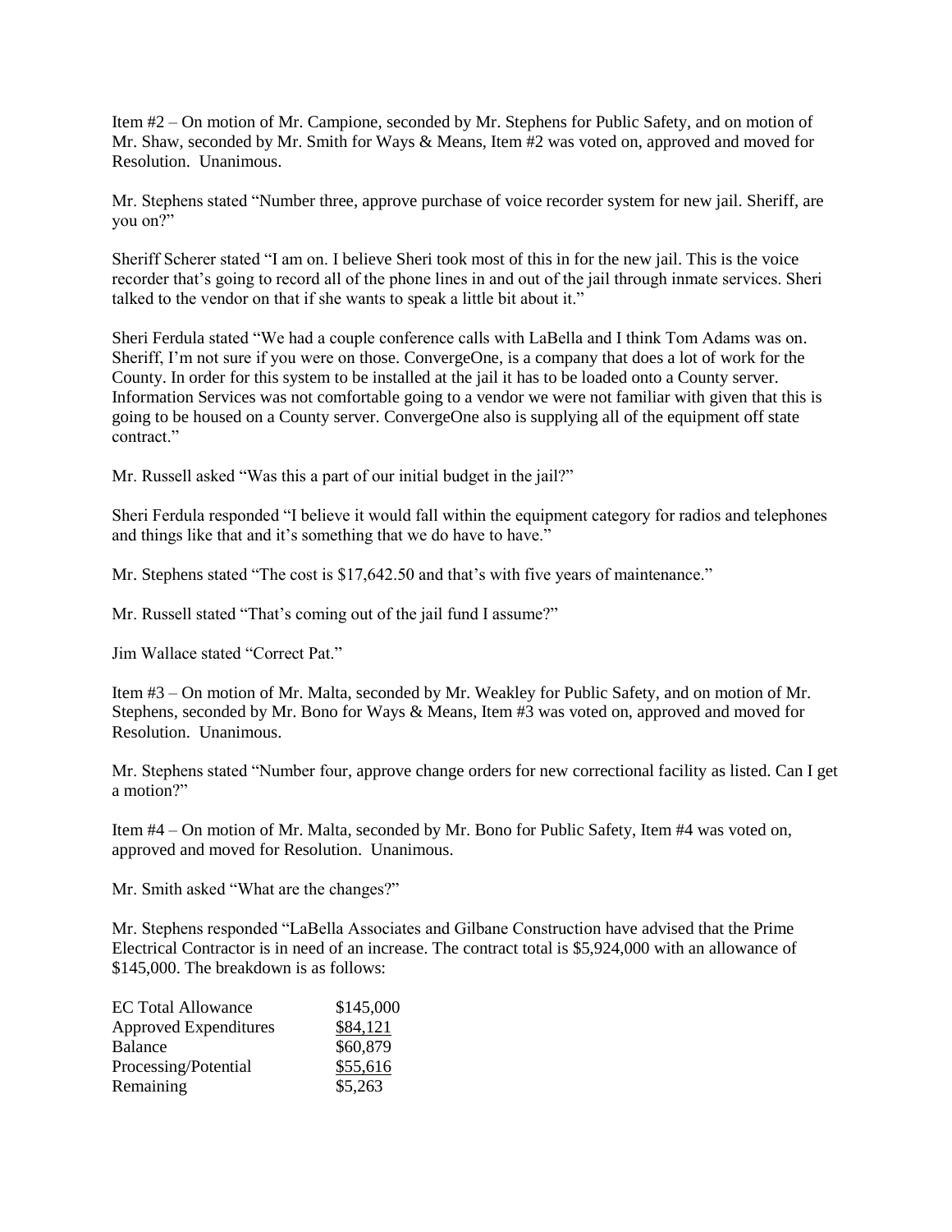Item #2 – On motion of Mr. Campione, seconded by Mr. Stephens for Public Safety, and on motion of Mr. Shaw, seconded by Mr. Smith for Ways & Means, Item #2 was voted on, approved and moved for Resolution. Unanimous.

Mr. Stephens stated "Number three, approve purchase of voice recorder system for new jail. Sheriff, are you on?"

Sheriff Scherer stated "I am on. I believe Sheri took most of this in for the new jail. This is the voice recorder that's going to record all of the phone lines in and out of the jail through inmate services. Sheri talked to the vendor on that if she wants to speak a little bit about it."

Sheri Ferdula stated "We had a couple conference calls with LaBella and I think Tom Adams was on. Sheriff, I'm not sure if you were on those. ConvergeOne, is a company that does a lot of work for the County. In order for this system to be installed at the jail it has to be loaded onto a County server. Information Services was not comfortable going to a vendor we were not familiar with given that this is going to be housed on a County server. ConvergeOne also is supplying all of the equipment off state contract."

Mr. Russell asked "Was this a part of our initial budget in the jail?"

Sheri Ferdula responded "I believe it would fall within the equipment category for radios and telephones and things like that and it's something that we do have to have."

Mr. Stephens stated "The cost is $17,642.50 and that's with five years of maintenance."

Mr. Russell stated "That's coming out of the jail fund I assume?"

Jim Wallace stated "Correct Pat."

Item #3 – On motion of Mr. Malta, seconded by Mr. Weakley for Public Safety, and on motion of Mr. Stephens, seconded by Mr. Bono for Ways & Means, Item #3 was voted on, approved and moved for Resolution. Unanimous.

Mr. Stephens stated "Number four, approve change orders for new correctional facility as listed. Can I get a motion?"

Item #4 – On motion of Mr. Malta, seconded by Mr. Bono for Public Safety, Item #4 was voted on, approved and moved for Resolution. Unanimous.

Mr. Smith asked "What are the changes?"

Mr. Stephens responded "LaBella Associates and Gilbane Construction have advised that the Prime Electrical Contractor is in need of an increase. The contract total is $5,924,000 with an allowance of $145,000. The breakdown is as follows:

| | |
|---|---|
| EC Total Allowance | $145,000 |
| Approved Expenditures | $84,121 |
| Balance | $60,879 |
| Processing/Potential | $55,616 |
| Remaining | $5,263 |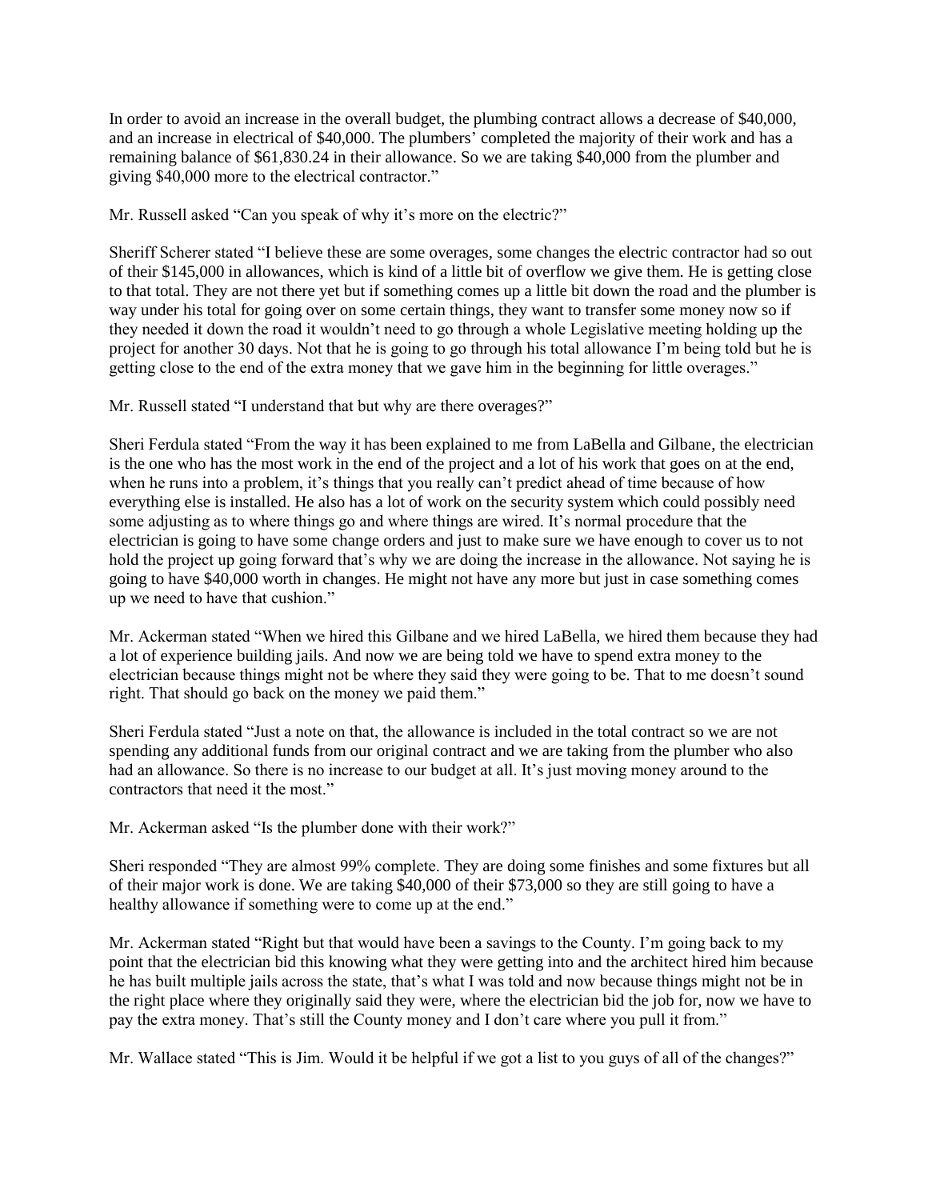In order to avoid an increase in the overall budget, the plumbing contract allows a decrease of $40,000, and an increase in electrical of $40,000. The plumbers' completed the majority of their work and has a remaining balance of $61,830.24 in their allowance. So we are taking $40,000 from the plumber and giving $40,000 more to the electrical contractor."

Mr. Russell asked "Can you speak of why it's more on the electric?"

Sheriff Scherer stated "I believe these are some overages, some changes the electric contractor had so out of their $145,000 in allowances, which is kind of a little bit of overflow we give them. He is getting close to that total. They are not there yet but if something comes up a little bit down the road and the plumber is way under his total for going over on some certain things, they want to transfer some money now so if they needed it down the road it wouldn't need to go through a whole Legislative meeting holding up the project for another 30 days. Not that he is going to go through his total allowance I'm being told but he is getting close to the end of the extra money that we gave him in the beginning for little overages."

Mr. Russell stated "I understand that but why are there overages?"

Sheri Ferdula stated "From the way it has been explained to me from LaBella and Gilbane, the electrician is the one who has the most work in the end of the project and a lot of his work that goes on at the end, when he runs into a problem, it's things that you really can't predict ahead of time because of how everything else is installed. He also has a lot of work on the security system which could possibly need some adjusting as to where things go and where things are wired. It's normal procedure that the electrician is going to have some change orders and just to make sure we have enough to cover us to not hold the project up going forward that's why we are doing the increase in the allowance. Not saying he is going to have $40,000 worth in changes. He might not have any more but just in case something comes up we need to have that cushion."

Mr. Ackerman stated "When we hired this Gilbane and we hired LaBella, we hired them because they had a lot of experience building jails. And now we are being told we have to spend extra money to the electrician because things might not be where they said they were going to be. That to me doesn't sound right. That should go back on the money we paid them."

Sheri Ferdula stated "Just a note on that, the allowance is included in the total contract so we are not spending any additional funds from our original contract and we are taking from the plumber who also had an allowance. So there is no increase to our budget at all. It's just moving money around to the contractors that need it the most."

Mr. Ackerman asked "Is the plumber done with their work?"

Sheri responded "They are almost 99% complete. They are doing some finishes and some fixtures but all of their major work is done. We are taking $40,000 of their $73,000 so they are still going to have a healthy allowance if something were to come up at the end."

Mr. Ackerman stated "Right but that would have been a savings to the County. I'm going back to my point that the electrician bid this knowing what they were getting into and the architect hired him because he has built multiple jails across the state, that's what I was told and now because things might not be in the right place where they originally said they were, where the electrician bid the job for, now we have to pay the extra money. That's still the County money and I don't care where you pull it from."

Mr. Wallace stated "This is Jim. Would it be helpful if we got a list to you guys of all of the changes?"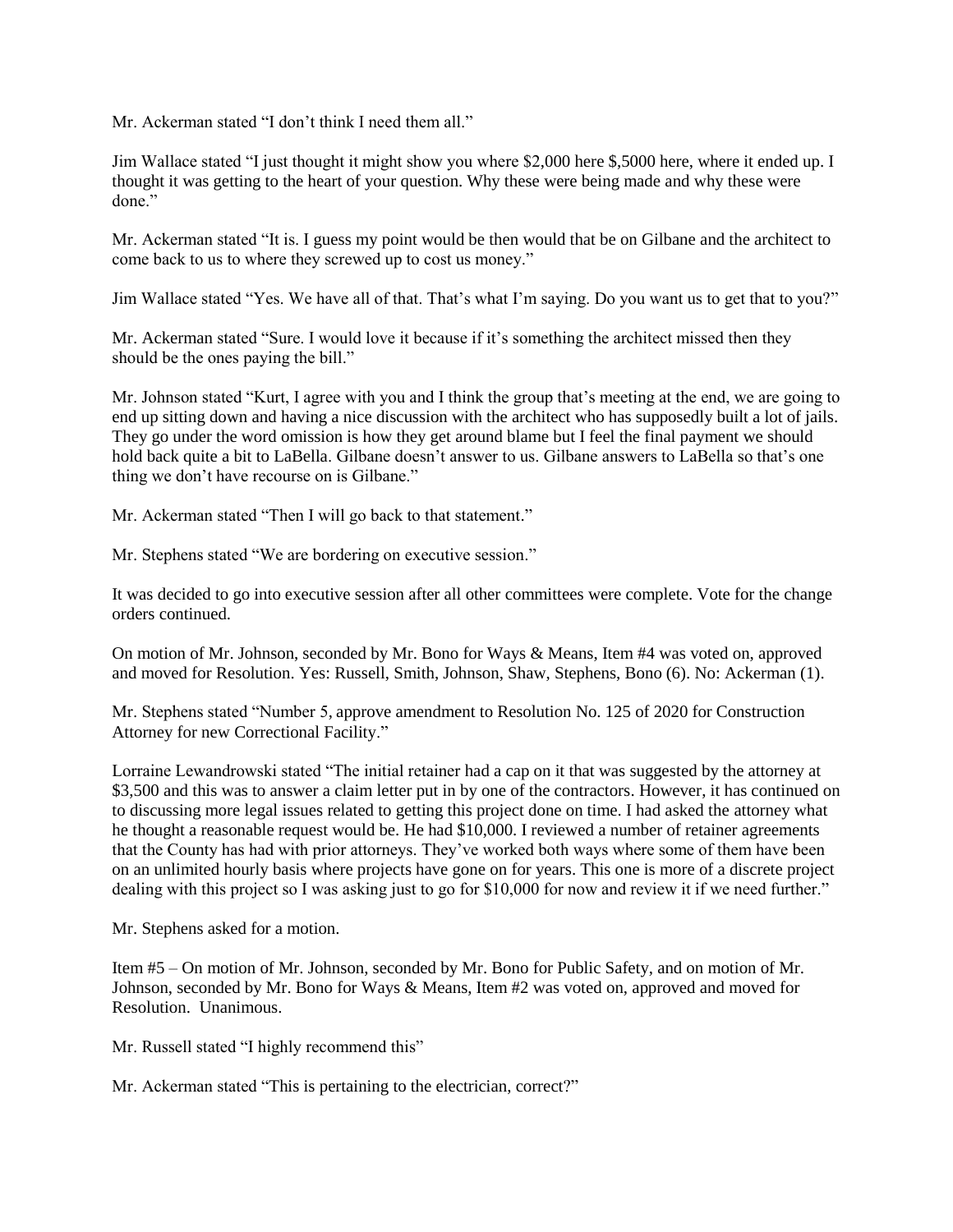Mr. Ackerman stated "I don't think I need them all."

Jim Wallace stated "I just thought it might show you where $2,000 here $,5000 here, where it ended up. I thought it was getting to the heart of your question. Why these were being made and why these were done."

Mr. Ackerman stated "It is. I guess my point would be then would that be on Gilbane and the architect to come back to us to where they screwed up to cost us money."

Jim Wallace stated "Yes. We have all of that. That's what I'm saying. Do you want us to get that to you?"

Mr. Ackerman stated "Sure. I would love it because if it's something the architect missed then they should be the ones paying the bill."

Mr. Johnson stated "Kurt, I agree with you and I think the group that's meeting at the end, we are going to end up sitting down and having a nice discussion with the architect who has supposedly built a lot of jails. They go under the word omission is how they get around blame but I feel the final payment we should hold back quite a bit to LaBella. Gilbane doesn't answer to us. Gilbane answers to LaBella so that's one thing we don't have recourse on is Gilbane."

Mr. Ackerman stated "Then I will go back to that statement."

Mr. Stephens stated "We are bordering on executive session."

It was decided to go into executive session after all other committees were complete. Vote for the change orders continued.

On motion of Mr. Johnson, seconded by Mr. Bono for Ways & Means, Item #4 was voted on, approved and moved for Resolution. Yes: Russell, Smith, Johnson, Shaw, Stephens, Bono (6). No: Ackerman (1).

Mr. Stephens stated "Number 5, approve amendment to Resolution No. 125 of 2020 for Construction Attorney for new Correctional Facility."

Lorraine Lewandrowski stated "The initial retainer had a cap on it that was suggested by the attorney at $3,500 and this was to answer a claim letter put in by one of the contractors. However, it has continued on to discussing more legal issues related to getting this project done on time. I had asked the attorney what he thought a reasonable request would be. He had $10,000. I reviewed a number of retainer agreements that the County has had with prior attorneys. They've worked both ways where some of them have been on an unlimited hourly basis where projects have gone on for years. This one is more of a discrete project dealing with this project so I was asking just to go for $10,000 for now and review it if we need further."

Mr. Stephens asked for a motion.

Item #5 – On motion of Mr. Johnson, seconded by Mr. Bono for Public Safety, and on motion of Mr. Johnson, seconded by Mr. Bono for Ways & Means, Item #2 was voted on, approved and moved for Resolution. Unanimous.

Mr. Russell stated "I highly recommend this"

Mr. Ackerman stated "This is pertaining to the electrician, correct?"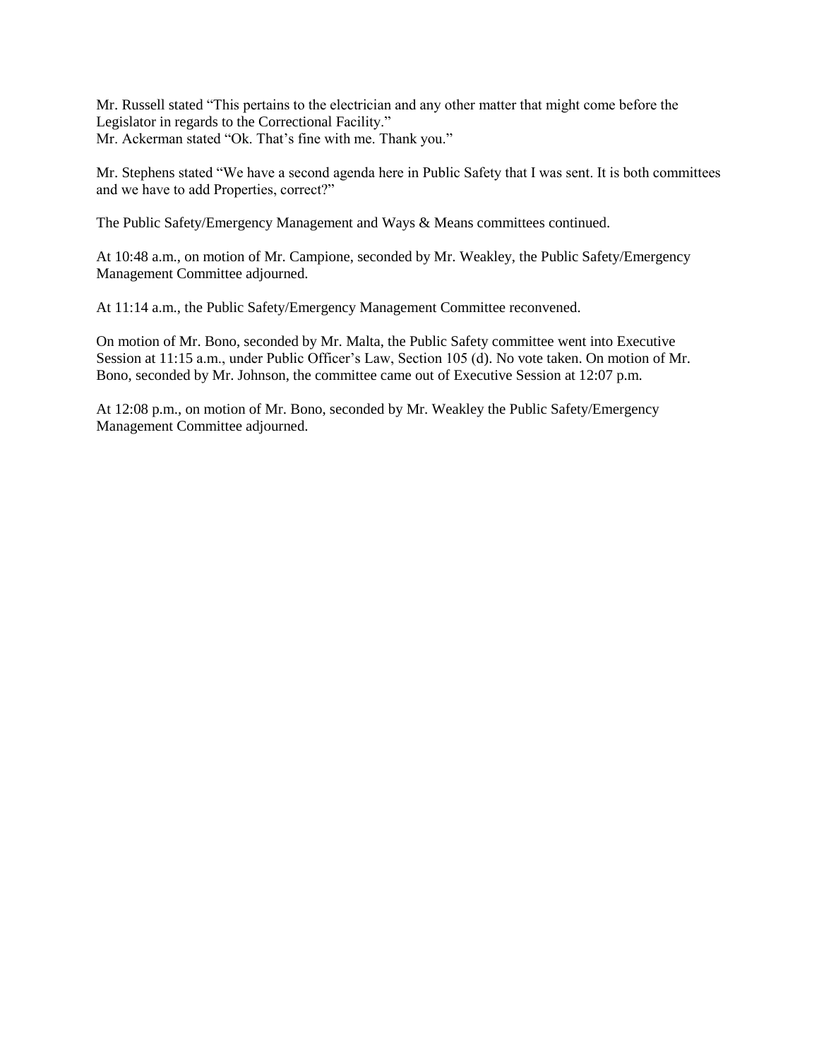Mr. Russell stated "This pertains to the electrician and any other matter that might come before the Legislator in regards to the Correctional Facility."
Mr. Ackerman stated "Ok. That's fine with me. Thank you."

Mr. Stephens stated "We have a second agenda here in Public Safety that I was sent. It is both committees and we have to add Properties, correct?"

The Public Safety/Emergency Management and Ways & Means committees continued.

At 10:48 a.m., on motion of Mr. Campione, seconded by Mr. Weakley, the Public Safety/Emergency Management Committee adjourned.

At 11:14 a.m., the Public Safety/Emergency Management Committee reconvened.

On motion of Mr. Bono, seconded by Mr. Malta, the Public Safety committee went into Executive Session at 11:15 a.m., under Public Officer's Law, Section 105 (d). No vote taken. On motion of Mr. Bono, seconded by Mr. Johnson, the committee came out of Executive Session at 12:07 p.m.

At 12:08 p.m., on motion of Mr. Bono, seconded by Mr. Weakley the Public Safety/Emergency Management Committee adjourned.